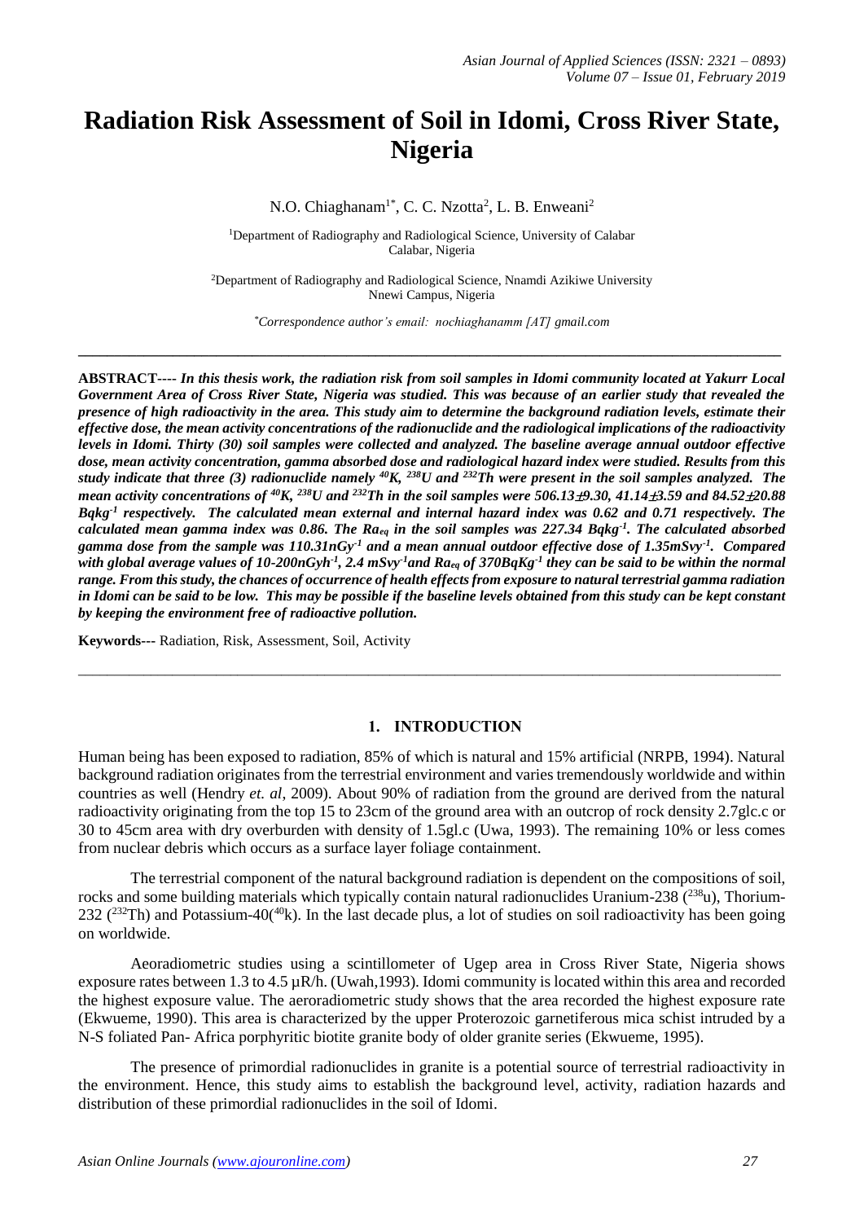# Radiation Risk Assessment of Soil in Idomi, Cross River State, Nigeria

N.O. Chiaghanam[1*], C. C. Nzotta[2], L. B. Enweani[2]

[1]Department of Radiography and Radiological Science, University of Calabar Calabar, Nigeria

[2]Department of Radiography and Radiological Science, Nnamdi Azikiwe University Nnewi Campus, Nigeria

*Correspondence author's email: nochiaghanamm [AT] gmail.com

---

**ABSTRACT----** ***In this thesis work, the radiation risk from soil samples in Idomi community located at Yakurr Local Government Area of Cross River State, Nigeria was studied. This was because of an earlier study that revealed the presence of high radioactivity in the area. This study aim to determine the background radiation levels, estimate their effective dose, the mean activity concentrations of the radionuclide and the radiological implications of the radioactivity levels in Idomi. Thirty (30) soil samples were collected and analyzed. The baseline average annual outdoor effective dose, mean activity concentration, gamma absorbed dose and radiological hazard index were studied. Results from this study indicate that three (3) radionuclide namely $^{40}K$, $^{238}U$ and $^{232}Th$ were present in the soil samples analyzed. The mean activity concentrations of $^{40}K$, $^{238}U$ and $^{232}Th$ in the soil samples were 506.13±9.30, 41.14±3.59 and 84.52±20.88 $Bqkg^{-1}$ respectively. The calculated mean external and internal hazard index was 0.62 and 0.71 respectively. The calculated mean gamma index was 0.86. The $Ra_{eq}$ in the soil samples was 227.34 $Bqkg^{-1}$. The calculated absorbed gamma dose from the sample was 110.31$nGy^{-1}$ and a mean annual outdoor effective dose of 1.35$mSvy^{-1}$. Compared with global average values of 10-200$nGyh^{-1}$, 2.4 $mSvy^{-1}$and $Ra_{eq}$ of 370$BqKg^{-1}$ they can be said to be within the normal range. From this study, the chances of occurrence of health effects from exposure to natural terrestrial gamma radiation in Idomi can be said to be low. This may be possible if the baseline levels obtained from this study can be kept constant by keeping the environment free of radioactive pollution.***

**Keywords---** Radiation, Risk, Assessment, Soil, Activity

---

## 1. INTRODUCTION

Human being has been exposed to radiation, 85% of which is natural and 15% artificial (NRPB, 1994). Natural background radiation originates from the terrestrial environment and varies tremendously worldwide and within countries as well (Hendry *et. al*, 2009). About 90% of radiation from the ground are derived from the natural radioactivity originating from the top 15 to 23cm of the ground area with an outcrop of rock density 2.7glc.c or 30 to 45cm area with dry overburden with density of 1.5gl.c (Uwa, 1993). The remaining 10% or less comes from nuclear debris which occurs as a surface layer foliage containment.

The terrestrial component of the natural background radiation is dependent on the compositions of soil, rocks and some building materials which typically contain natural radionuclides Uranium-238 ($^{238}u$), Thorium-232 ($^{232}Th$) and Potassium-40($^{40}k$). In the last decade plus, a lot of studies on soil radioactivity has been going on worldwide.

Aeoradiometric studies using a scintillometer of Ugep area in Cross River State, Nigeria shows exposure rates between 1.3 to 4.5 µR/h. (Uwah,1993). Idomi community is located within this area and recorded the highest exposure value. The aeroradiometric study shows that the area recorded the highest exposure rate (Ekwueme, 1990). This area is characterized by the upper Proterozoic garnetiferous mica schist intruded by a N-S foliated Pan- Africa porphyritic biotite granite body of older granite series (Ekwueme, 1995).

The presence of primordial radionuclides in granite is a potential source of terrestrial radioactivity in the environment. Hence, this study aims to establish the background level, activity, radiation hazards and distribution of these primordial radionuclides in the soil of Idomi.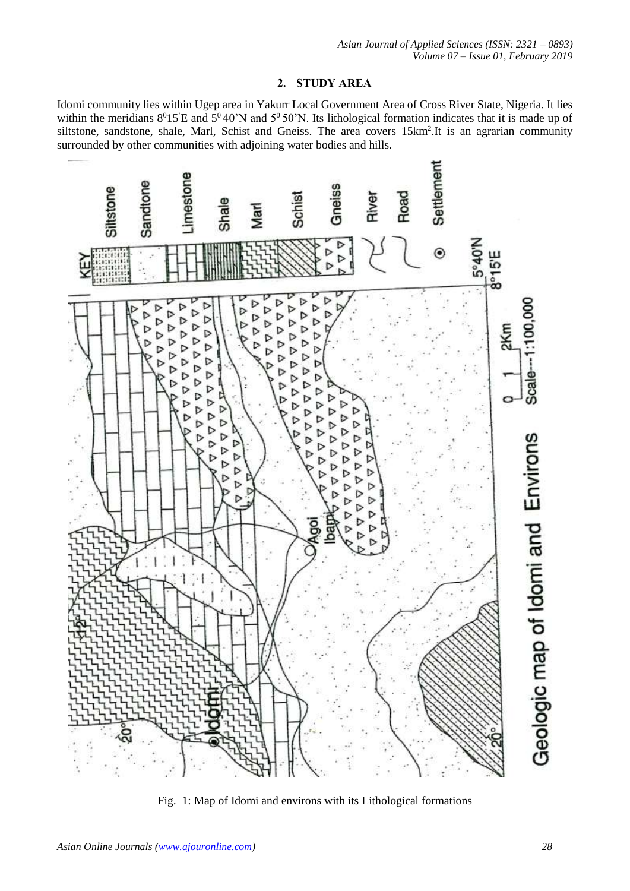## 2. STUDY AREA

Idomi community lies within Ugep area in Yakurr Local Government Area of Cross River State, Nigeria. It lies within the meridians $8^0 15'$E and $5^0$ 40'N and $5^0$ 50'N. Its lithological formation indicates that it is made up of siltstone, sandstone, shale, Marl, Schist and Gneiss. The area covers 15km$^2$.It is an agrarian community surrounded by other communities with adjoining water bodies and hills.

Fig. 1: Map of Idomi and environs with its Lithological formations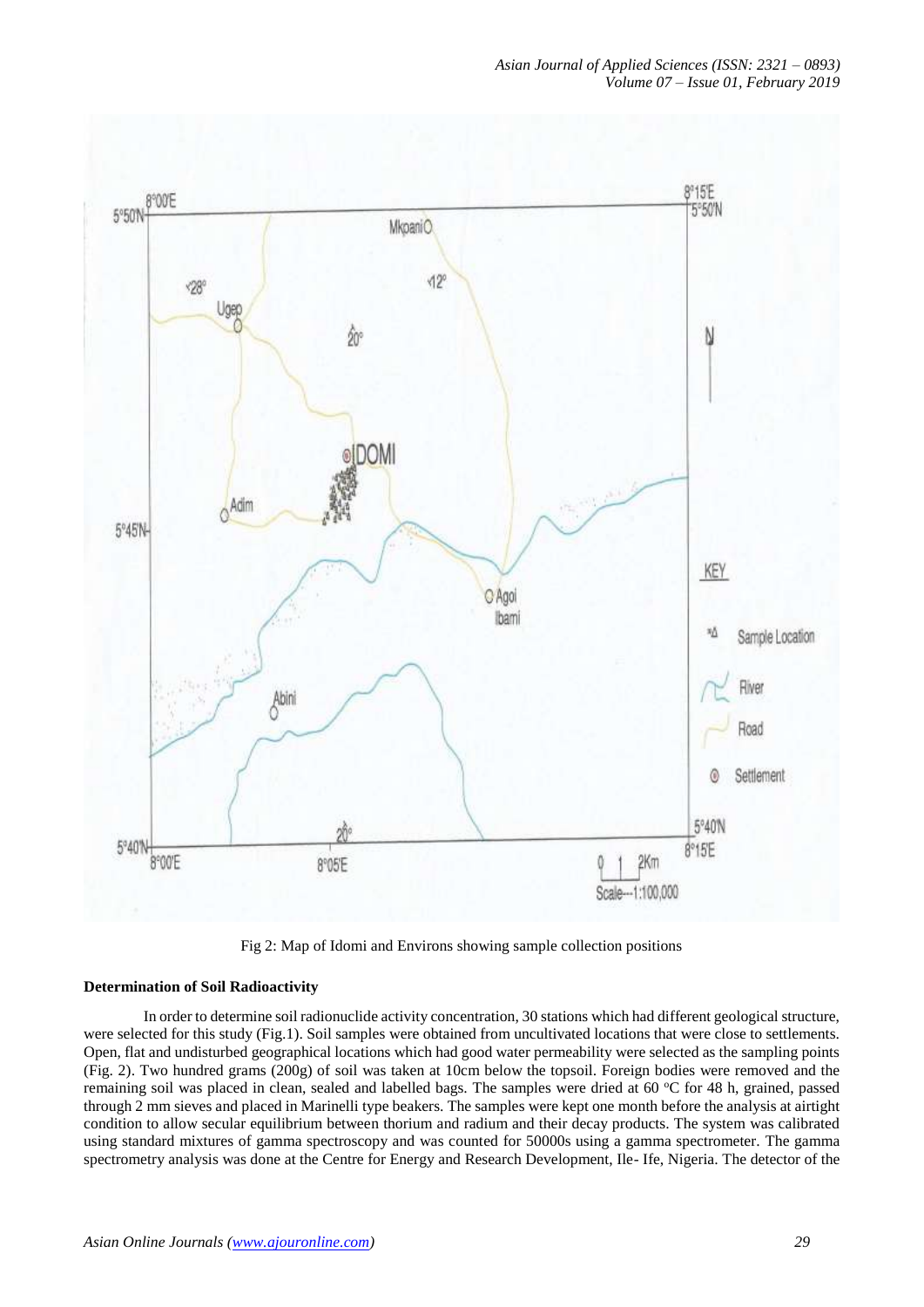Fig 2: Map of Idomi and Environs showing sample collection positions

**Determination of Soil Radioactivity**

In order to determine soil radionuclide activity concentration, 30 stations which had different geological structure, were selected for this study (Fig.1). Soil samples were obtained from uncultivated locations that were close to settlements. Open, flat and undisturbed geographical locations which had good water permeability were selected as the sampling points (Fig. 2). Two hundred grams (200g) of soil was taken at 10cm below the topsoil. Foreign bodies were removed and the remaining soil was placed in clean, sealed and labelled bags. The samples were dried at 60 $^{o}$C for 48 h, grained, passed through 2 mm sieves and placed in Marinelli type beakers. The samples were kept one month before the analysis at airtight condition to allow secular equilibrium between thorium and radium and their decay products. The system was calibrated using standard mixtures of gamma spectroscopy and was counted for 50000s using a gamma spectrometer. The gamma spectrometry analysis was done at the Centre for Energy and Research Development, Ile- Ife, Nigeria. The detector of the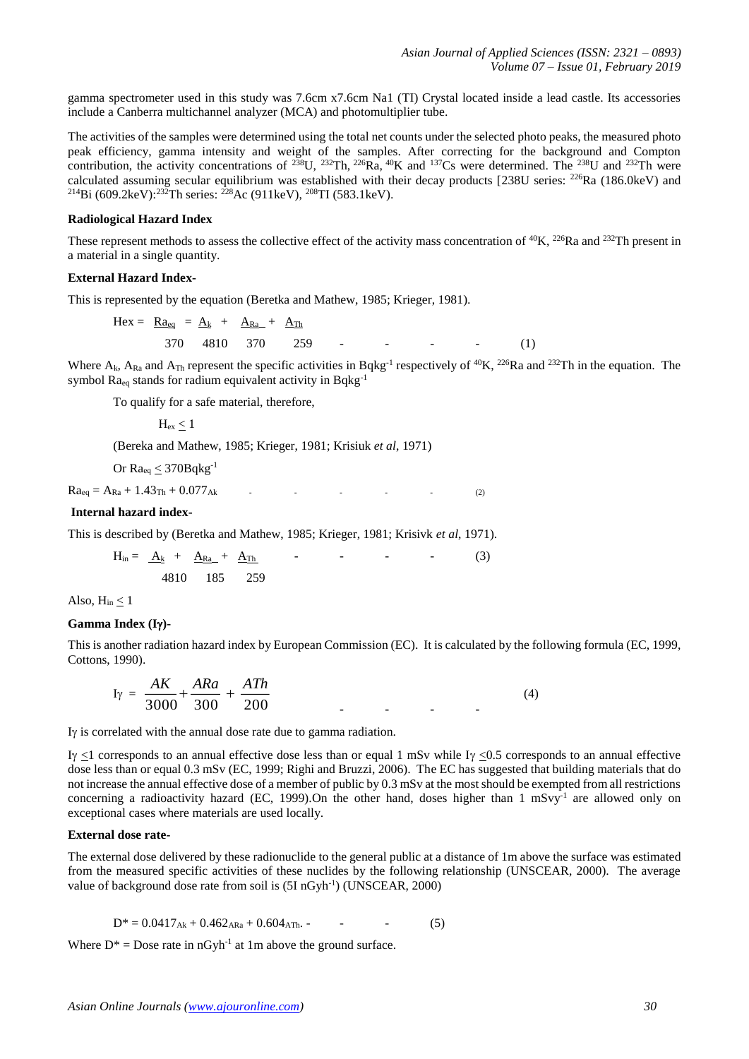gamma spectrometer used in this study was 7.6cm x7.6cm Na1 (TI) Crystal located inside a lead castle. Its accessories include a Canberra multichannel analyzer (MCA) and photomultiplier tube.

The activities of the samples were determined using the total net counts under the selected photo peaks, the measured photo peak efficiency, gamma intensity and weight of the samples. After correcting for the background and Compton contribution, the activity concentrations of $^{238}U$, $^{232}Th$, $^{226}Ra$, $^{40}K$ and $^{137}Cs$ were determined. The $^{238}U$ and $^{232}Th$ were calculated assuming secular equilibrium was established with their decay products [238U series: $^{226}Ra$ (186.0keV) and $^{214}Bi$ (609.2keV):$^{232}Th$ series: $^{228}Ac$ (911keV), $^{208}TI$ (583.1keV).

**Radiological Hazard Index**

These represent methods to assess the collective effect of the activity mass concentration of $^{40}K$, $^{226}Ra$ and $^{232}Th$ present in a material in a single quantity.

**External Hazard Index-**

This is represented by the equation (Beretka and Mathew, 1985; Krieger, 1981).

$$H_{ex} = \frac{Ra_{eq}}{370} = \frac{A_k}{4810} + \frac{A_{Ra}}{370} + \frac{A_{Th}}{259} \qquad (1)$$

Where $A_k$, $A_{Ra}$ and $A_{Th}$ represent the specific activities in $Bqkg^{-1}$ respectively of $^{40}K$, $^{226}Ra$ and $^{232}Th$ in the equation. The symbol $Ra_{eq}$ stands for radium equivalent activity in $Bqkg^{-1}$

To qualify for a safe material, therefore,

$H_{ex} \leq 1$

(Bereka and Mathew, 1985; Krieger, 1981; Krisiuk *et al*, 1971)

Or $Ra_{eq} \leq 370Bqkg^{-1}$

$$Ra_{eq} = A_{Ra} + 1.43_{Th} + 0.077_{Ak} \qquad (2)$$

**Internal hazard index-**

This is described by (Beretka and Mathew, 1985; Krieger, 1981; Krisivk *et al*, 1971).

$$H_{in} = \frac{A_k}{4810} + \frac{A_{Ra}}{185} + \frac{A_{Th}}{259} \qquad (3)$$

Also, $H_{in} \leq 1$

**Gamma Index (Iγ)-**

This is another radiation hazard index by European Commission (EC). It is calculated by the following formula (EC, 1999, Cottons, 1990).

$$I\gamma = \frac{AK}{3000} + \frac{ARa}{300} + \frac{ATh}{200} \qquad (4)$$

Iγ is correlated with the annual dose rate due to gamma radiation.

$I\gamma \leq 1$ corresponds to an annual effective dose less than or equal 1 mSv while $I\gamma \leq 0.5$ corresponds to an annual effective dose less than or equal 0.3 mSv (EC, 1999; Righi and Bruzzi, 2006). The EC has suggested that building materials that do not increase the annual effective dose of a member of public by 0.3 mSv at the most should be exempted from all restrictions concerning a radioactivity hazard (EC, 1999).On the other hand, doses higher than 1 $mSvy^{-1}$ are allowed only on exceptional cases where materials are used locally.

**External dose rate-**

The external dose delivered by these radionuclide to the general public at a distance of 1m above the surface was estimated from the measured specific activities of these nuclides by the following relationship (UNSCEAR, 2000). The average value of background dose rate from soil is (5I $nGyh^{-1}$) (UNSCEAR, 2000)

$$D^* = 0.0417_{Ak} + 0.462_{ARa} + 0.604_{ATh} \qquad (5)$$

Where $D^*$ = Dose rate in $nGyh^{-1}$ at 1m above the ground surface.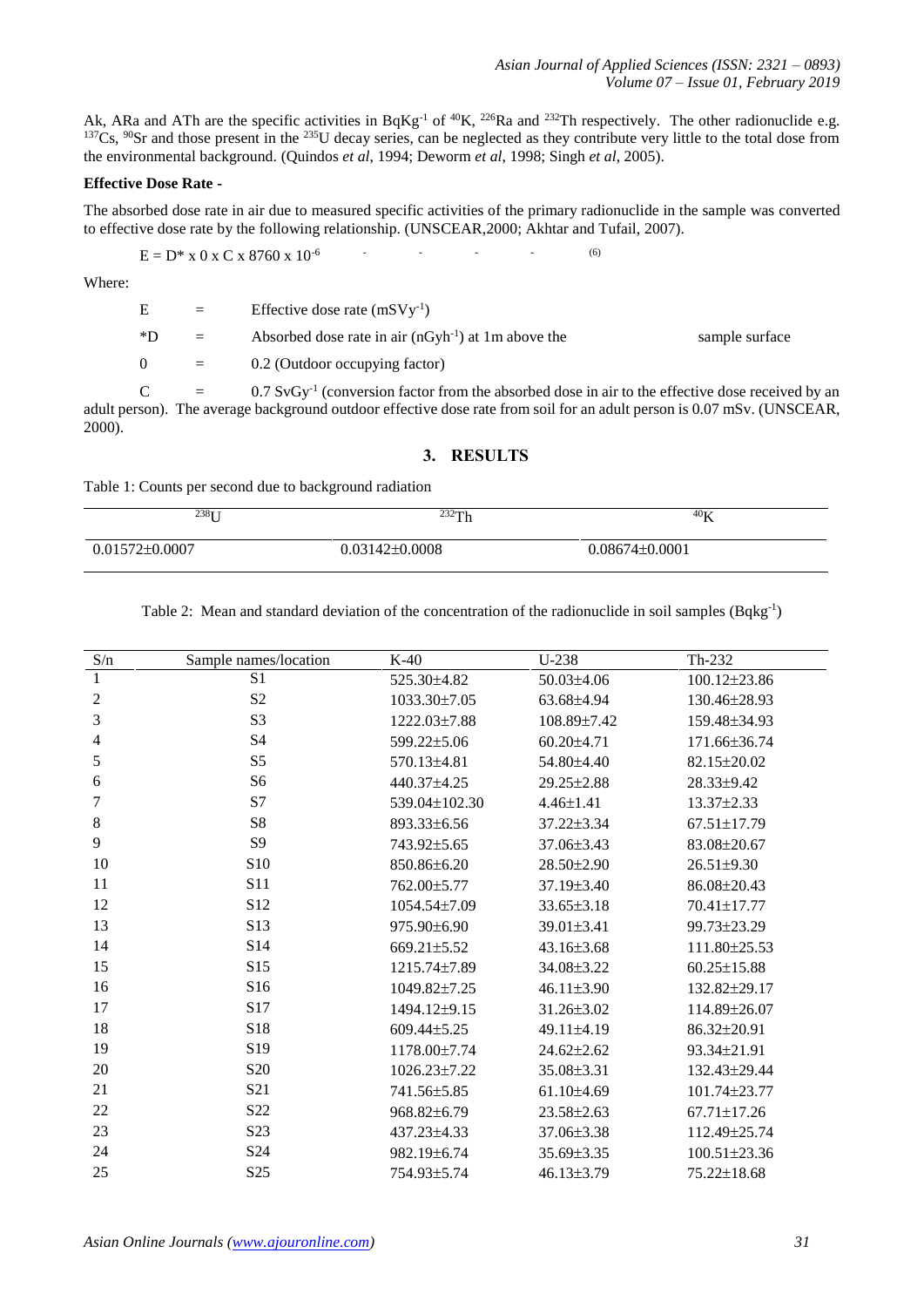Ak, ARa and ATh are the specific activities in $BqKg^{-1}$ of $^{40}K$, $^{226}Ra$ and $^{232}Th$ respectively. The other radionuclide e.g. $^{137}Cs$, $^{90}Sr$ and those present in the $^{235}U$ decay series, can be neglected as they contribute very little to the total dose from the environmental background. (Quindos *et al*, 1994; Deworm *et al*, 1998; Singh *et al*, 2005).

**Effective Dose Rate -**

The absorbed dose rate in air due to measured specific activities of the primary radionuclide in the sample was converted to effective dose rate by the following relationship. (UNSCEAR,2000; Akhtar and Tufail, 2007).

$$E = D^* \times 0 \times C \times 8760 \times 10^{-6} \qquad (6)$$

Where:

E = Effective dose rate ($mSVy^{-1}$)

*D = Absorbed dose rate in air ($nGyh^{-1}$) at 1m above the sample surface

0 = 0.2 (Outdoor occupying factor)

C = 0.7 $SvGy^{-1}$ (conversion factor from the absorbed dose in air to the effective dose received by an adult person). The average background outdoor effective dose rate from soil for an adult person is 0.07 mSv. (UNSCEAR, 2000).

## 3. RESULTS

Table 1: Counts per second due to background radiation

| $^{238}U$ | $^{232}Th$ | $^{40}K$ |
|---|---|---|
| 0.01572±0.0007 | 0.03142±0.0008 | 0.08674±0.0001 |

Table 2: Mean and standard deviation of the concentration of the radionuclide in soil samples ($Bqkg^{-1}$)

| S/n | Sample names/location | K-40 | U-238 | Th-232 |
|---|---|---|---|---|
| 1 | S1 | 525.30±4.82 | 50.03±4.06 | 100.12±23.86 |
| 2 | S2 | 1033.30±7.05 | 63.68±4.94 | 130.46±28.93 |
| 3 | S3 | 1222.03±7.88 | 108.89±7.42 | 159.48±34.93 |
| 4 | S4 | 599.22±5.06 | 60.20±4.71 | 171.66±36.74 |
| 5 | S5 | 570.13±4.81 | 54.80±4.40 | 82.15±20.02 |
| 6 | S6 | 440.37±4.25 | 29.25±2.88 | 28.33±9.42 |
| 7 | S7 | 539.04±102.30 | 4.46±1.41 | 13.37±2.33 |
| 8 | S8 | 893.33±6.56 | 37.22±3.34 | 67.51±17.79 |
| 9 | S9 | 743.92±5.65 | 37.06±3.43 | 83.08±20.67 |
| 10 | S10 | 850.86±6.20 | 28.50±2.90 | 26.51±9.30 |
| 11 | S11 | 762.00±5.77 | 37.19±3.40 | 86.08±20.43 |
| 12 | S12 | 1054.54±7.09 | 33.65±3.18 | 70.41±17.77 |
| 13 | S13 | 975.90±6.90 | 39.01±3.41 | 99.73±23.29 |
| 14 | S14 | 669.21±5.52 | 43.16±3.68 | 111.80±25.53 |
| 15 | S15 | 1215.74±7.89 | 34.08±3.22 | 60.25±15.88 |
| 16 | S16 | 1049.82±7.25 | 46.11±3.90 | 132.82±29.17 |
| 17 | S17 | 1494.12±9.15 | 31.26±3.02 | 114.89±26.07 |
| 18 | S18 | 609.44±5.25 | 49.11±4.19 | 86.32±20.91 |
| 19 | S19 | 1178.00±7.74 | 24.62±2.62 | 93.34±21.91 |
| 20 | S20 | 1026.23±7.22 | 35.08±3.31 | 132.43±29.44 |
| 21 | S21 | 741.56±5.85 | 61.10±4.69 | 101.74±23.77 |
| 22 | S22 | 968.82±6.79 | 23.58±2.63 | 67.71±17.26 |
| 23 | S23 | 437.23±4.33 | 37.06±3.38 | 112.49±25.74 |
| 24 | S24 | 982.19±6.74 | 35.69±3.35 | 100.51±23.36 |
| 25 | S25 | 754.93±5.74 | 46.13±3.79 | 75.22±18.68 |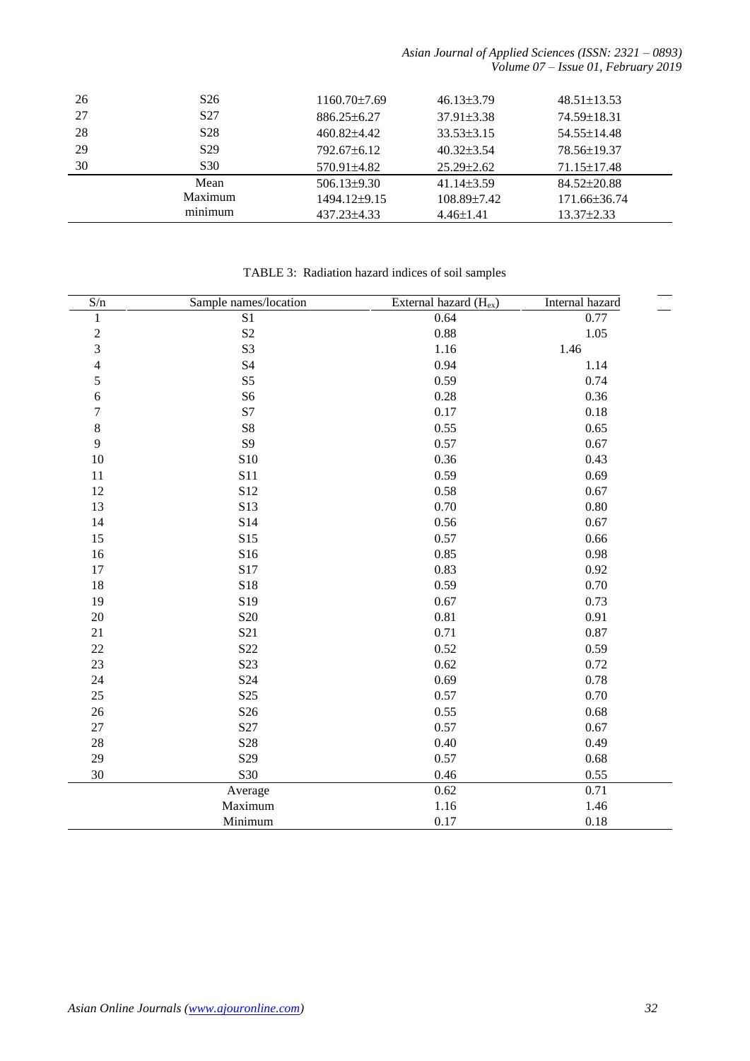| | | | | |
|---|---|---|---|---|
| 26 | S26 | 1160.70±7.69 | 46.13±3.79 | 48.51±13.53 |
| 27 | S27 | 886.25±6.27 | 37.91±3.38 | 74.59±18.31 |
| 28 | S28 | 460.82±4.42 | 33.53±3.15 | 54.55±14.48 |
| 29 | S29 | 792.67±6.12 | 40.32±3.54 | 78.56±19.37 |
| 30 | S30 | 570.91±4.82 | 25.29±2.62 | 71.15±17.48 |
| | Mean | 506.13±9.30 | 41.14±3.59 | 84.52±20.88 |
| | Maximum | 1494.12±9.15 | 108.89±7.42 | 171.66±36.74 |
| | minimum | 437.23±4.33 | 4.46±1.41 | 13.37±2.33 |

TABLE 3: Radiation hazard indices of soil samples

| S/n | Sample names/location | External hazard ($H_{ex}$) | Internal hazard |
|---|---|---|---|
| 1 | S1 | 0.64 | 0.77 |
| 2 | S2 | 0.88 | 1.05 |
| 3 | S3 | 1.16 | 1.46 |
| 4 | S4 | 0.94 | 1.14 |
| 5 | S5 | 0.59 | 0.74 |
| 6 | S6 | 0.28 | 0.36 |
| 7 | S7 | 0.17 | 0.18 |
| 8 | S8 | 0.55 | 0.65 |
| 9 | S9 | 0.57 | 0.67 |
| 10 | S10 | 0.36 | 0.43 |
| 11 | S11 | 0.59 | 0.69 |
| 12 | S12 | 0.58 | 0.67 |
| 13 | S13 | 0.70 | 0.80 |
| 14 | S14 | 0.56 | 0.67 |
| 15 | S15 | 0.57 | 0.66 |
| 16 | S16 | 0.85 | 0.98 |
| 17 | S17 | 0.83 | 0.92 |
| 18 | S18 | 0.59 | 0.70 |
| 19 | S19 | 0.67 | 0.73 |
| 20 | S20 | 0.81 | 0.91 |
| 21 | S21 | 0.71 | 0.87 |
| 22 | S22 | 0.52 | 0.59 |
| 23 | S23 | 0.62 | 0.72 |
| 24 | S24 | 0.69 | 0.78 |
| 25 | S25 | 0.57 | 0.70 |
| 26 | S26 | 0.55 | 0.68 |
| 27 | S27 | 0.57 | 0.67 |
| 28 | S28 | 0.40 | 0.49 |
| 29 | S29 | 0.57 | 0.68 |
| 30 | S30 | 0.46 | 0.55 |
| | Average | 0.62 | 0.71 |
| | Maximum | 1.16 | 1.46 |
| | Minimum | 0.17 | 0.18 |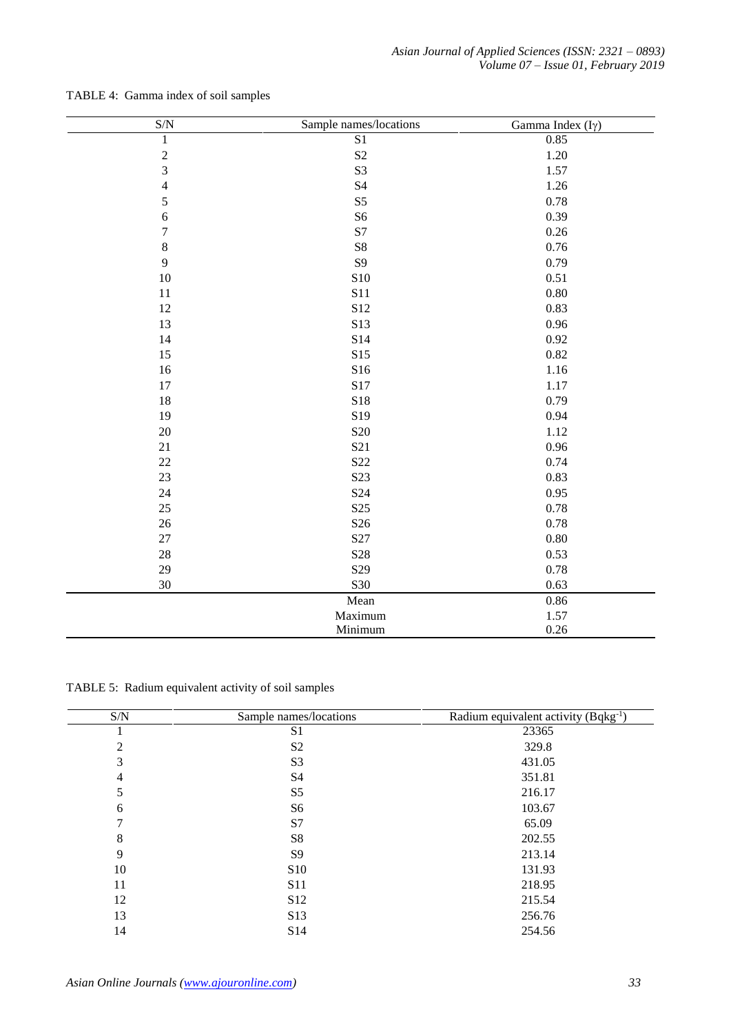TABLE 4: Gamma index of soil samples

| S/N | Sample names/locations | Gamma Index ($I\gamma$) |
|---|---|---|
| 1 | S1 | 0.85 |
| 2 | S2 | 1.20 |
| 3 | S3 | 1.57 |
| 4 | S4 | 1.26 |
| 5 | S5 | 0.78 |
| 6 | S6 | 0.39 |
| 7 | S7 | 0.26 |
| 8 | S8 | 0.76 |
| 9 | S9 | 0.79 |
| 10 | S10 | 0.51 |
| 11 | S11 | 0.80 |
| 12 | S12 | 0.83 |
| 13 | S13 | 0.96 |
| 14 | S14 | 0.92 |
| 15 | S15 | 0.82 |
| 16 | S16 | 1.16 |
| 17 | S17 | 1.17 |
| 18 | S18 | 0.79 |
| 19 | S19 | 0.94 |
| 20 | S20 | 1.12 |
| 21 | S21 | 0.96 |
| 22 | S22 | 0.74 |
| 23 | S23 | 0.83 |
| 24 | S24 | 0.95 |
| 25 | S25 | 0.78 |
| 26 | S26 | 0.78 |
| 27 | S27 | 0.80 |
| 28 | S28 | 0.53 |
| 29 | S29 | 0.78 |
| 30 | S30 | 0.63 |
| | Mean | 0.86 |
| | Maximum | 1.57 |
| | Minimum | 0.26 |

TABLE 5: Radium equivalent activity of soil samples

| S/N | Sample names/locations | Radium equivalent activity ($Bqkg^{-1}$) |
|---|---|---|
| 1 | S1 | 23365 |
| 2 | S2 | 329.8 |
| 3 | S3 | 431.05 |
| 4 | S4 | 351.81 |
| 5 | S5 | 216.17 |
| 6 | S6 | 103.67 |
| 7 | S7 | 65.09 |
| 8 | S8 | 202.55 |
| 9 | S9 | 213.14 |
| 10 | S10 | 131.93 |
| 11 | S11 | 218.95 |
| 12 | S12 | 215.54 |
| 13 | S13 | 256.76 |
| 14 | S14 | 254.56 |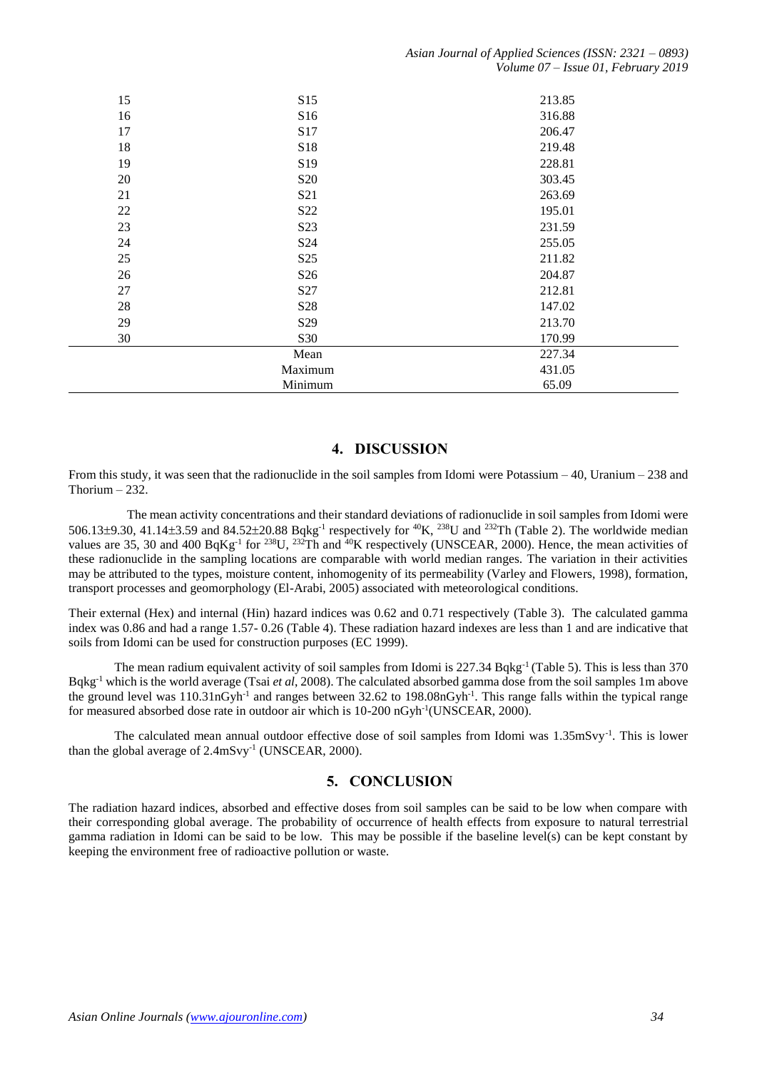| | | |
|---|---|---|
| 15 | S15 | 213.85 |
| 16 | S16 | 316.88 |
| 17 | S17 | 206.47 |
| 18 | S18 | 219.48 |
| 19 | S19 | 228.81 |
| 20 | S20 | 303.45 |
| 21 | S21 | 263.69 |
| 22 | S22 | 195.01 |
| 23 | S23 | 231.59 |
| 24 | S24 | 255.05 |
| 25 | S25 | 211.82 |
| 26 | S26 | 204.87 |
| 27 | S27 | 212.81 |
| 28 | S28 | 147.02 |
| 29 | S29 | 213.70 |
| 30 | S30 | 170.99 |
| | Mean | 227.34 |
| | Maximum | 431.05 |
| | Minimum | 65.09 |

## 4. DISCUSSION

From this study, it was seen that the radionuclide in the soil samples from Idomi were Potassium – 40, Uranium – 238 and Thorium – 232.

The mean activity concentrations and their standard deviations of radionuclide in soil samples from Idomi were 506.13±9.30, 41.14±3.59 and 84.52±20.88 $Bqkg^{-1}$ respectively for $^{40}K$, $^{238}U$ and $^{232}Th$ (Table 2). The worldwide median values are 35, 30 and 400 $BqKg^{-1}$ for $^{238}U$, $^{232}Th$ and $^{40}K$ respectively (UNSCEAR, 2000). Hence, the mean activities of these radionuclide in the sampling locations are comparable with world median ranges. The variation in their activities may be attributed to the types, moisture content, inhomogenity of its permeability (Varley and Flowers, 1998), formation, transport processes and geomorphology (El-Arabi, 2005) associated with meteorological conditions.

Their external (Hex) and internal (Hin) hazard indices was 0.62 and 0.71 respectively (Table 3). The calculated gamma index was 0.86 and had a range 1.57- 0.26 (Table 4). These radiation hazard indexes are less than 1 and are indicative that soils from Idomi can be used for construction purposes (EC 1999).

The mean radium equivalent activity of soil samples from Idomi is 227.34 $Bqkg^{-1}$ (Table 5). This is less than 370 $Bqkg^{-1}$ which is the world average (Tsai *et al*, 2008). The calculated absorbed gamma dose from the soil samples 1m above the ground level was 110.31$nGyh^{-1}$ and ranges between 32.62 to 198.08$nGyh^{-1}$. This range falls within the typical range for measured absorbed dose rate in outdoor air which is 10-200 $nGyh^{-1}$(UNSCEAR, 2000).

The calculated mean annual outdoor effective dose of soil samples from Idomi was 1.35$mSvy^{-1}$. This is lower than the global average of 2.4$mSvy^{-1}$ (UNSCEAR, 2000).

## 5. CONCLUSION

The radiation hazard indices, absorbed and effective doses from soil samples can be said to be low when compare with their corresponding global average. The probability of occurrence of health effects from exposure to natural terrestrial gamma radiation in Idomi can be said to be low. This may be possible if the baseline level(s) can be kept constant by keeping the environment free of radioactive pollution or waste.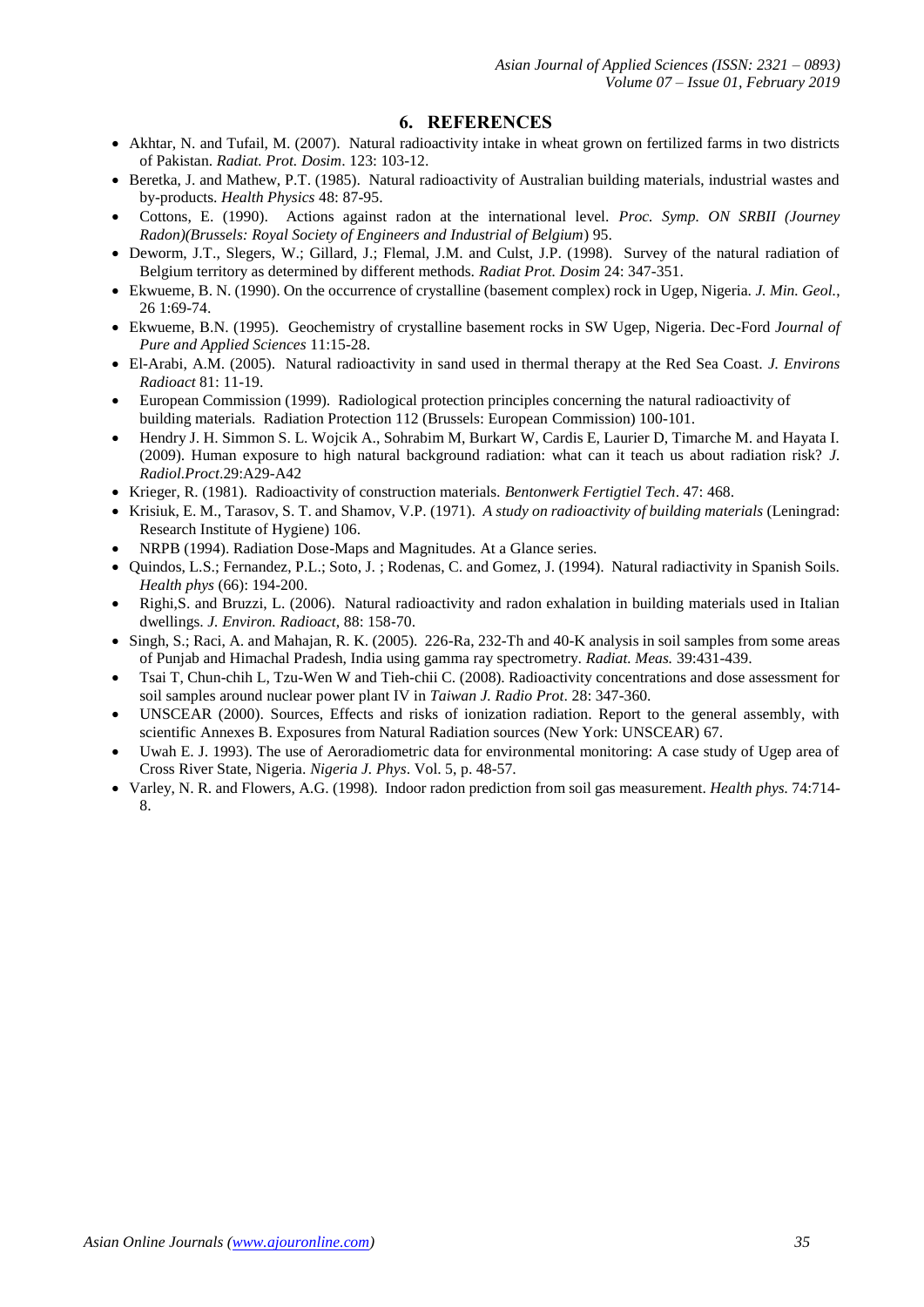## 6. REFERENCES

- Akhtar, N. and Tufail, M. (2007). Natural radioactivity intake in wheat grown on fertilized farms in two districts of Pakistan. *Radiat. Prot. Dosim*. 123: 103-12.
- Beretka, J. and Mathew, P.T. (1985). Natural radioactivity of Australian building materials, industrial wastes and by-products. *Health Physics* 48: 87-95.
- Cottons, E. (1990). Actions against radon at the international level. *Proc. Symp. ON SRBII (Journey Radon)(Brussels: Royal Society of Engineers and Industrial of Belgium*) 95.
- Deworm, J.T., Slegers, W.; Gillard, J.; Flemal, J.M. and Culst, J.P. (1998). Survey of the natural radiation of Belgium territory as determined by different methods. *Radiat Prot. Dosim* 24: 347-351.
- Ekwueme, B. N. (1990). On the occurrence of crystalline (basement complex) rock in Ugep, Nigeria. *J. Min. Geol.*, 26 1:69-74.
- Ekwueme, B.N. (1995). Geochemistry of crystalline basement rocks in SW Ugep, Nigeria. Dec-Ford *Journal of Pure and Applied Sciences* 11:15-28.
- El-Arabi, A.M. (2005). Natural radioactivity in sand used in thermal therapy at the Red Sea Coast. *J. Environs Radioact* 81: 11-19.
- European Commission (1999). Radiological protection principles concerning the natural radioactivity of building materials. Radiation Protection 112 (Brussels: European Commission) 100-101.
- Hendry J. H. Simmon S. L. Wojcik A., Sohrabim M, Burkart W, Cardis E, Laurier D, Timarche M. and Hayata I. (2009). Human exposure to high natural background radiation: what can it teach us about radiation risk? *J. Radiol.Proct*.29:A29-A42
- Krieger, R. (1981). Radioactivity of construction materials. *Bentonwerk Fertigtiel Tech*. 47: 468.
- Krisiuk, E. M., Tarasov, S. T. and Shamov, V.P. (1971). *A study on radioactivity of building materials* (Leningrad: Research Institute of Hygiene) 106.
- NRPB (1994). Radiation Dose-Maps and Magnitudes. At a Glance series.
- Quindos, L.S.; Fernandez, P.L.; Soto, J. ; Rodenas, C. and Gomez, J. (1994). Natural radiactivity in Spanish Soils. *Health phys* (66): 194-200.
- Righi,S. and Bruzzi, L. (2006). Natural radioactivity and radon exhalation in building materials used in Italian dwellings. *J. Environ. Radioact*, 88: 158-70.
- Singh, S.; Raci, A. and Mahajan, R. K. (2005). 226-Ra, 232-Th and 40-K analysis in soil samples from some areas of Punjab and Himachal Pradesh, India using gamma ray spectrometry. *Radiat. Meas.* 39:431-439.
- Tsai T, Chun-chih L, Tzu-Wen W and Tieh-chii C. (2008). Radioactivity concentrations and dose assessment for soil samples around nuclear power plant IV in *Taiwan J. Radio Prot*. 28: 347-360.
- UNSCEAR (2000). Sources, Effects and risks of ionization radiation. Report to the general assembly, with scientific Annexes B. Exposures from Natural Radiation sources (New York: UNSCEAR) 67.
- Uwah E. J. 1993). The use of Aeroradiometric data for environmental monitoring: A case study of Ugep area of Cross River State, Nigeria. *Nigeria J. Phys*. Vol. 5, p. 48-57.
- Varley, N. R. and Flowers, A.G. (1998). Indoor radon prediction from soil gas measurement. *Health phys.* 74:714-8.